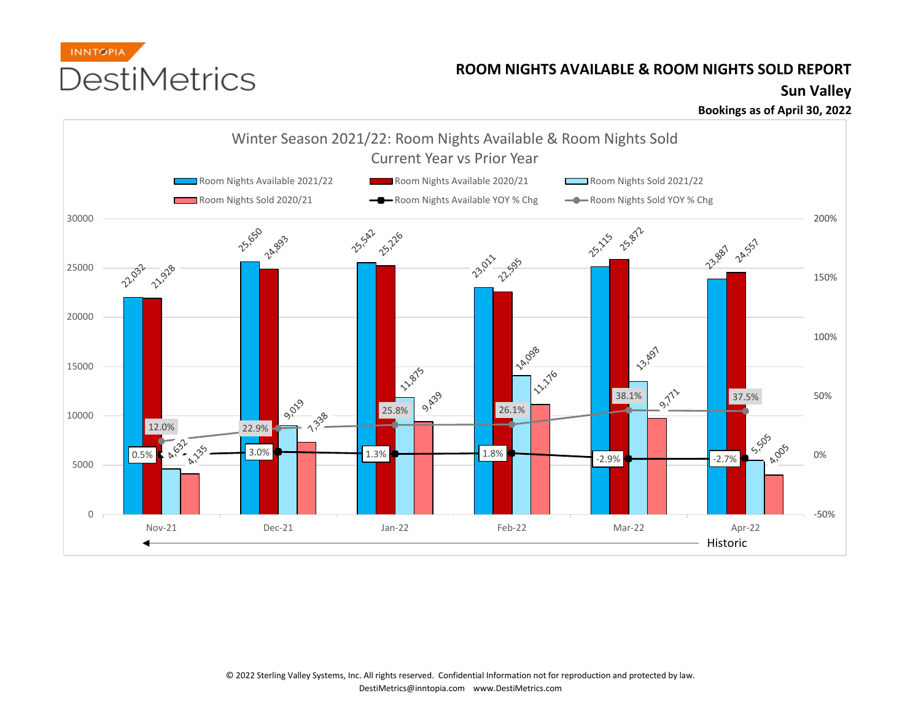INNTOPIA DestiMetrics

# ROOM NIGHTS AVAILABLE & ROOM NIGHTS SOLD REPORT

## Sun Valley

**Bookings as of April 30, 2022**

### Winter Season 2021/22: Room Nights Available & Room Nights Sold Current Year vs Prior Year

| Month | Room Nights Available 2021/22 | Room Nights Available 2020/21 | Room Nights Sold 2021/22 | Room Nights Sold 2020/21 | Room Nights Available YOY % Chg | Room Nights Sold YOY % Chg |
|---|---|---|---|---|---|---|
| Nov-21 | 22,032 | 21,928 | 4,632 | 4,135 | 0.5% | 12.0% |
| Dec-21 | 25,650 | 24,893 | 9,019 | 7,338 | 3.0% | 22.9% |
| Jan-22 | 25,542 | 25,226 | 11,875 | 9,439 | 1.3% | 25.8% |
| Feb-22 | 23,011 | 22,595 | 14,098 | 11,176 | 1.8% | 26.1% |
| Mar-22 | 25,115 | 25,872 | 13,497 | 9,771 | -2.9% | 38.1% |
| Apr-22 | 23,887 | 24,557 | 5,505 | 4,005 | -2.7% | 37.5% |

Historic

© 2022 Sterling Valley Systems, Inc. All rights reserved. Confidential Information not for reproduction and protected by law.
DestiMetrics@inntopia.com www.DestiMetrics.com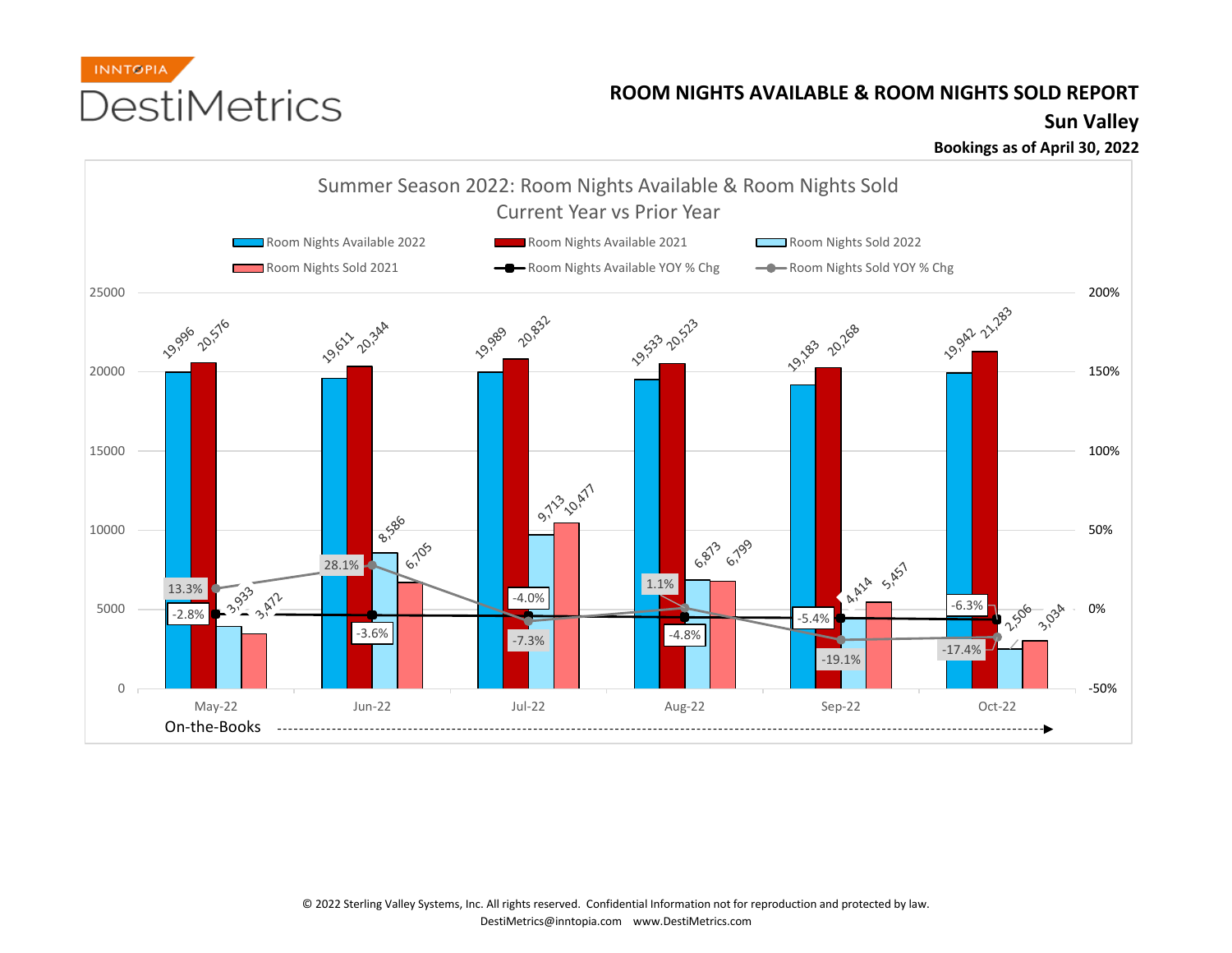INNTOPIA

DestiMetrics

# ROOM NIGHTS AVAILABLE & ROOM NIGHTS SOLD REPORT

## Sun Valley

**Bookings as of April 30, 2022**

Summer Season 2022: Room Nights Available & Room Nights Sold
Current Year vs Prior Year

Room Nights Available 2022
Room Nights Available 2021
Room Nights Sold 2022
Room Nights Sold 2021
Room Nights Available YOY % Chg
Room Nights Sold YOY % Chg

25000
20000
15000
10000
5000
0

200%
150%
100%
50%
0%
-50%

May-22
19,996
20,576
3,933
3,472
13.3%
-2.8%

Jun-22
19,611
20,344
8,586
6,705
28.1%
-3.6%

Jul-22
19,989
20,832
9,713
10,477
-4.0%
-7.3%

Aug-22
19,533
20,523
6,873
6,799
1.1%
-4.8%

Sep-22
19,183
20,268
4,414
5,457
-5.4%
-19.1%

Oct-22
19,942
21,283
2,506
3,034
-6.3%
-17.4%

On-the-Books

© 2022 Sterling Valley Systems, Inc. All rights reserved. Confidential Information not for reproduction and protected by law.
DestiMetrics@inntopia.com www.DestiMetrics.com